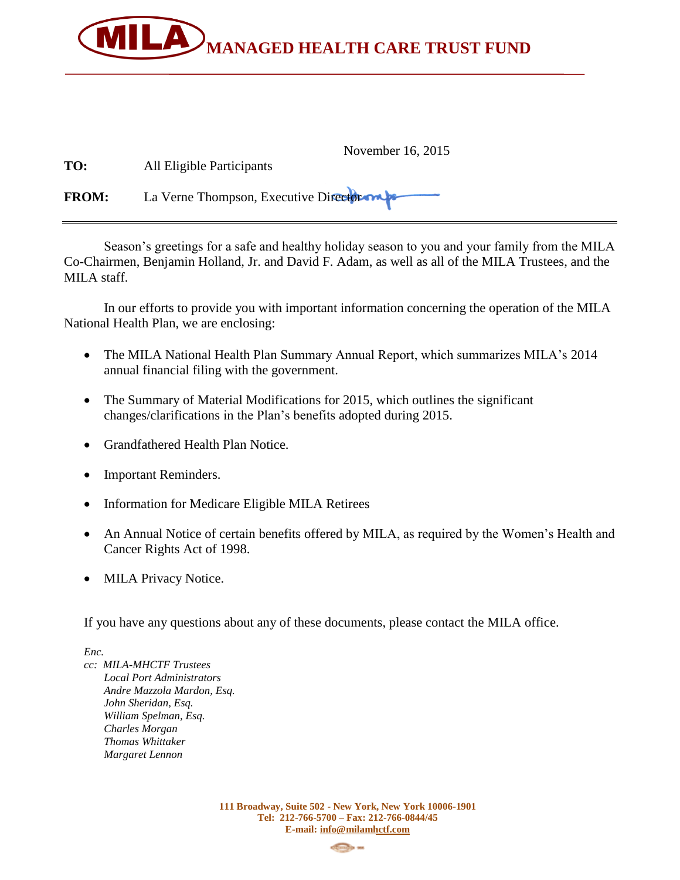# MILA MANAGED HEALTH CARE TRUST FUND

November 16, 2015

**TO:** All Eligible Participants

**FROM:** La Verne Thompson, Executive Director

---

Season's greetings for a safe and healthy holiday season to you and your family from the MILA Co-Chairmen, Benjamin Holland, Jr. and David F. Adam, as well as all of the MILA Trustees, and the MILA staff.

In our efforts to provide you with important information concerning the operation of the MILA National Health Plan, we are enclosing:

- The MILA National Health Plan Summary Annual Report, which summarizes MILA's 2014 annual financial filing with the government.
- The Summary of Material Modifications for 2015, which outlines the significant changes/clarifications in the Plan's benefits adopted during 2015.
- Grandfathered Health Plan Notice.
- Important Reminders.
- Information for Medicare Eligible MILA Retirees
- An Annual Notice of certain benefits offered by MILA, as required by the Women's Health and Cancer Rights Act of 1998.
- MILA Privacy Notice.

If you have any questions about any of these documents, please contact the MILA office.

*Enc.*
*cc: MILA-MHCTF Trustees*
*Local Port Administrators*
*Andre Mazzola Mardon, Esq.*
*John Sheridan, Esq.*
*William Spelman, Esq.*
*Charles Morgan*
*Thomas Whittaker*
*Margaret Lennon*

**111 Broadway, Suite 502 - New York, New York 10006-1901**
**Tel: 212-766-5700 – Fax: 212-766-0844/45**
**E-mail: info@milamhctf.com**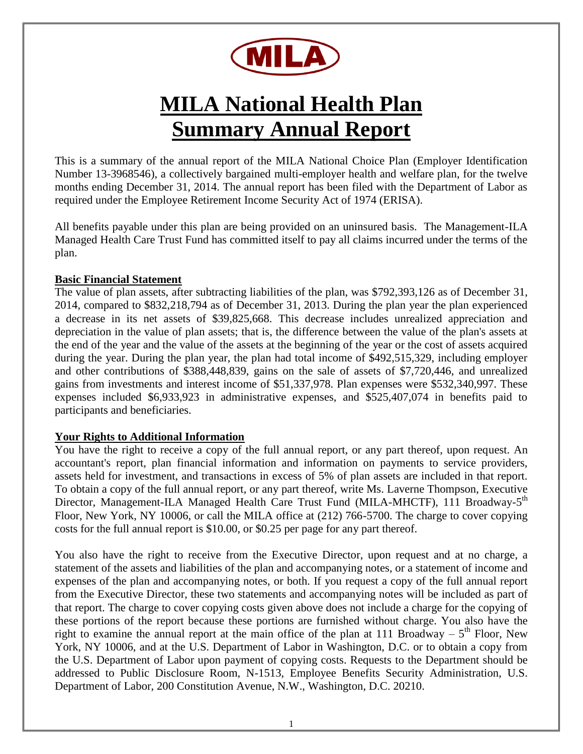MILA

# MILA National Health Plan
# Summary Annual Report

This is a summary of the annual report of the MILA National Choice Plan (Employer Identification Number 13-3968546), a collectively bargained multi-employer health and welfare plan, for the twelve months ending December 31, 2014. The annual report has been filed with the Department of Labor as required under the Employee Retirement Income Security Act of 1974 (ERISA).

All benefits payable under this plan are being provided on an uninsured basis. The Management-ILA Managed Health Care Trust Fund has committed itself to pay all claims incurred under the terms of the plan.

**Basic Financial Statement**

The value of plan assets, after subtracting liabilities of the plan, was $792,393,126 as of December 31, 2014, compared to $832,218,794 as of December 31, 2013. During the plan year the plan experienced a decrease in its net assets of $39,825,668. This decrease includes unrealized appreciation and depreciation in the value of plan assets; that is, the difference between the value of the plan's assets at the end of the year and the value of the assets at the beginning of the year or the cost of assets acquired during the year. During the plan year, the plan had total income of $492,515,329, including employer and other contributions of $388,448,839, gains on the sale of assets of $7,720,446, and unrealized gains from investments and interest income of $51,337,978. Plan expenses were $532,340,997. These expenses included $6,933,923 in administrative expenses, and $525,407,074 in benefits paid to participants and beneficiaries.

**Your Rights to Additional Information**

You have the right to receive a copy of the full annual report, or any part thereof, upon request. An accountant's report, plan financial information and information on payments to service providers, assets held for investment, and transactions in excess of 5% of plan assets are included in that report. To obtain a copy of the full annual report, or any part thereof, write Ms. Laverne Thompson, Executive Director, Management-ILA Managed Health Care Trust Fund (MILA-MHCTF), 111 Broadway-5th Floor, New York, NY 10006, or call the MILA office at (212) 766-5700. The charge to cover copying costs for the full annual report is $10.00, or $0.25 per page for any part thereof.

You also have the right to receive from the Executive Director, upon request and at no charge, a statement of the assets and liabilities of the plan and accompanying notes, or a statement of income and expenses of the plan and accompanying notes, or both. If you request a copy of the full annual report from the Executive Director, these two statements and accompanying notes will be included as part of that report. The charge to cover copying costs given above does not include a charge for the copying of these portions of the report because these portions are furnished without charge. You also have the right to examine the annual report at the main office of the plan at 111 Broadway – 5th Floor, New York, NY 10006, and at the U.S. Department of Labor in Washington, D.C. or to obtain a copy from the U.S. Department of Labor upon payment of copying costs. Requests to the Department should be addressed to Public Disclosure Room, N-1513, Employee Benefits Security Administration, U.S. Department of Labor, 200 Constitution Avenue, N.W., Washington, D.C. 20210.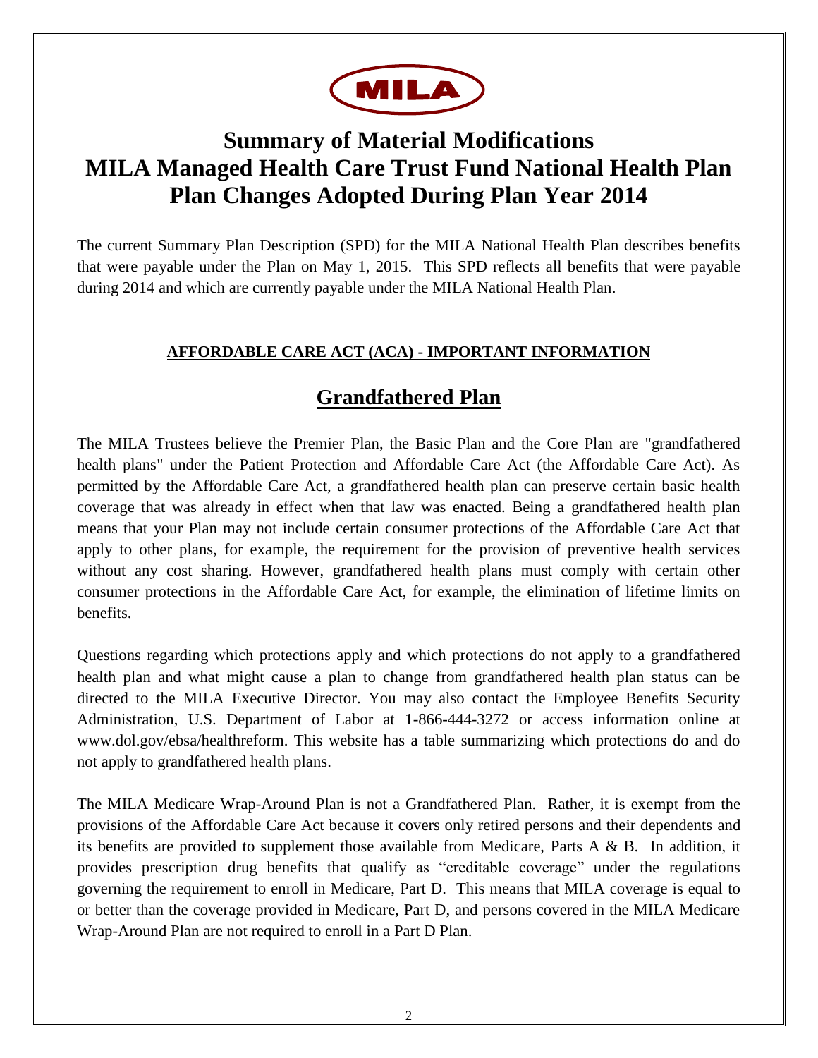MILA

# Summary of Material Modifications
# MILA Managed Health Care Trust Fund National Health Plan
# Plan Changes Adopted During Plan Year 2014

The current Summary Plan Description (SPD) for the MILA National Health Plan describes benefits that were payable under the Plan on May 1, 2015. This SPD reflects all benefits that were payable during 2014 and which are currently payable under the MILA National Health Plan.

**AFFORDABLE CARE ACT (ACA) - IMPORTANT INFORMATION**

## Grandfathered Plan

The MILA Trustees believe the Premier Plan, the Basic Plan and the Core Plan are "grandfathered health plans" under the Patient Protection and Affordable Care Act (the Affordable Care Act). As permitted by the Affordable Care Act, a grandfathered health plan can preserve certain basic health coverage that was already in effect when that law was enacted. Being a grandfathered health plan means that your Plan may not include certain consumer protections of the Affordable Care Act that apply to other plans, for example, the requirement for the provision of preventive health services without any cost sharing. However, grandfathered health plans must comply with certain other consumer protections in the Affordable Care Act, for example, the elimination of lifetime limits on benefits.

Questions regarding which protections apply and which protections do not apply to a grandfathered health plan and what might cause a plan to change from grandfathered health plan status can be directed to the MILA Executive Director. You may also contact the Employee Benefits Security Administration, U.S. Department of Labor at 1-866-444-3272 or access information online at www.dol.gov/ebsa/healthreform. This website has a table summarizing which protections do and do not apply to grandfathered health plans.

The MILA Medicare Wrap-Around Plan is not a Grandfathered Plan. Rather, it is exempt from the provisions of the Affordable Care Act because it covers only retired persons and their dependents and its benefits are provided to supplement those available from Medicare, Parts A & B. In addition, it provides prescription drug benefits that qualify as "creditable coverage" under the regulations governing the requirement to enroll in Medicare, Part D. This means that MILA coverage is equal to or better than the coverage provided in Medicare, Part D, and persons covered in the MILA Medicare Wrap-Around Plan are not required to enroll in a Part D Plan.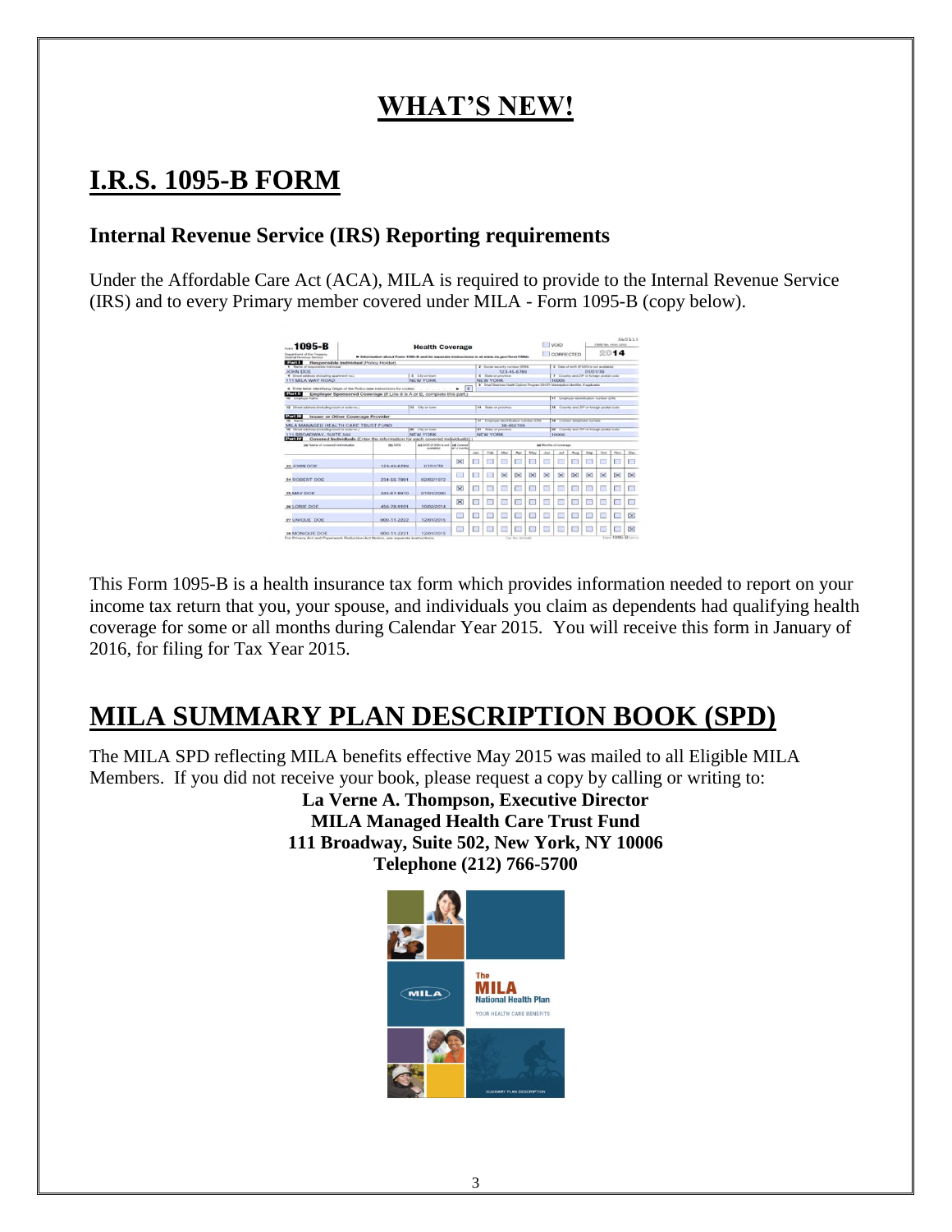# WHAT'S NEW!

## I.R.S. 1095-B FORM

### Internal Revenue Service (IRS) Reporting requirements

Under the Affordable Care Act (ACA), MILA is required to provide to the Internal Revenue Service (IRS) and to every Primary member covered under MILA - Form 1095-B (copy below).

This Form 1095-B is a health insurance tax form which provides information needed to report on your income tax return that you, your spouse, and individuals you claim as dependents had qualifying health coverage for some or all months during Calendar Year 2015. You will receive this form in January of 2016, for filing for Tax Year 2015.

## MILA SUMMARY PLAN DESCRIPTION BOOK (SPD)

The MILA SPD reflecting MILA benefits effective May 2015 was mailed to all Eligible MILA Members. If you did not receive your book, please request a copy by calling or writing to:

**La Verne A. Thompson, Executive Director**
**MILA Managed Health Care Trust Fund**
**111 Broadway, Suite 502, New York, NY 10006**
**Telephone (212) 766-5700**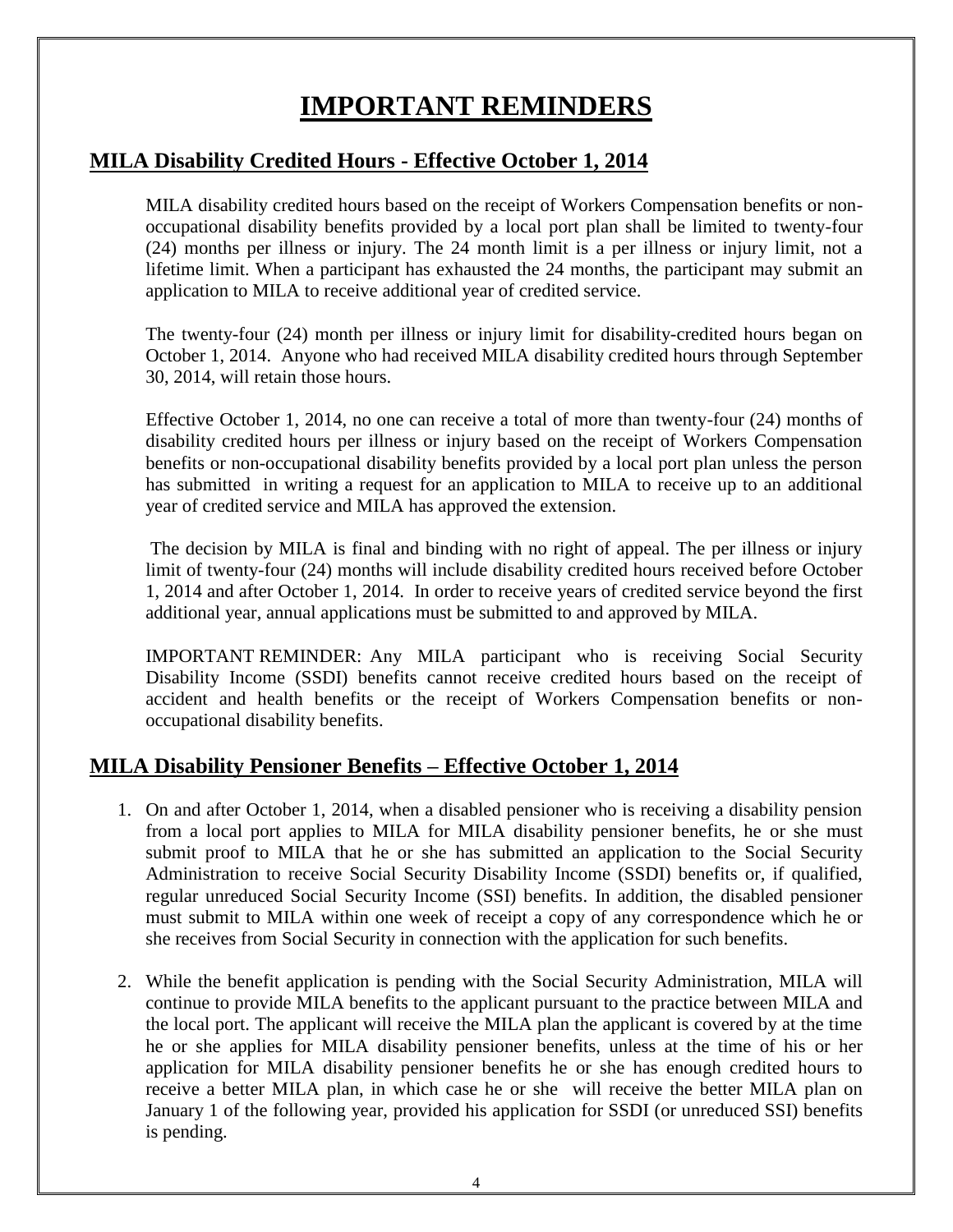# IMPORTANT REMINDERS

## MILA Disability Credited Hours - Effective October 1, 2014

MILA disability credited hours based on the receipt of Workers Compensation benefits or non-occupational disability benefits provided by a local port plan shall be limited to twenty-four (24) months per illness or injury. The 24 month limit is a per illness or injury limit, not a lifetime limit. When a participant has exhausted the 24 months, the participant may submit an application to MILA to receive additional year of credited service.

The twenty-four (24) month per illness or injury limit for disability-credited hours began on October 1, 2014. Anyone who had received MILA disability credited hours through September 30, 2014, will retain those hours.

Effective October 1, 2014, no one can receive a total of more than twenty-four (24) months of disability credited hours per illness or injury based on the receipt of Workers Compensation benefits or non-occupational disability benefits provided by a local port plan unless the person has submitted in writing a request for an application to MILA to receive up to an additional year of credited service and MILA has approved the extension.

The decision by MILA is final and binding with no right of appeal. The per illness or injury limit of twenty-four (24) months will include disability credited hours received before October 1, 2014 and after October 1, 2014. In order to receive years of credited service beyond the first additional year, annual applications must be submitted to and approved by MILA.

IMPORTANT REMINDER: Any MILA participant who is receiving Social Security Disability Income (SSDI) benefits cannot receive credited hours based on the receipt of accident and health benefits or the receipt of Workers Compensation benefits or non-occupational disability benefits.

## MILA Disability Pensioner Benefits – Effective October 1, 2014

1. On and after October 1, 2014, when a disabled pensioner who is receiving a disability pension from a local port applies to MILA for MILA disability pensioner benefits, he or she must submit proof to MILA that he or she has submitted an application to the Social Security Administration to receive Social Security Disability Income (SSDI) benefits or, if qualified, regular unreduced Social Security Income (SSI) benefits. In addition, the disabled pensioner must submit to MILA within one week of receipt a copy of any correspondence which he or she receives from Social Security in connection with the application for such benefits.

2. While the benefit application is pending with the Social Security Administration, MILA will continue to provide MILA benefits to the applicant pursuant to the practice between MILA and the local port. The applicant will receive the MILA plan the applicant is covered by at the time he or she applies for MILA disability pensioner benefits, unless at the time of his or her application for MILA disability pensioner benefits he or she has enough credited hours to receive a better MILA plan, in which case he or she will receive the better MILA plan on January 1 of the following year, provided his application for SSDI (or unreduced SSI) benefits is pending.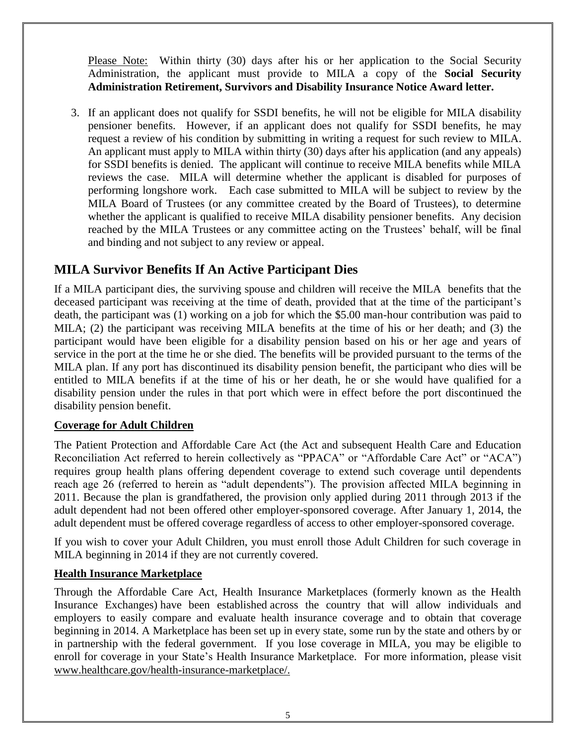Please Note: Within thirty (30) days after his or her application to the Social Security Administration, the applicant must provide to MILA a copy of the **Social Security Administration Retirement, Survivors and Disability Insurance Notice Award letter.**

3. If an applicant does not qualify for SSDI benefits, he will not be eligible for MILA disability pensioner benefits. However, if an applicant does not qualify for SSDI benefits, he may request a review of his condition by submitting in writing a request for such review to MILA. An applicant must apply to MILA within thirty (30) days after his application (and any appeals) for SSDI benefits is denied. The applicant will continue to receive MILA benefits while MILA reviews the case. MILA will determine whether the applicant is disabled for purposes of performing longshore work. Each case submitted to MILA will be subject to review by the MILA Board of Trustees (or any committee created by the Board of Trustees), to determine whether the applicant is qualified to receive MILA disability pensioner benefits. Any decision reached by the MILA Trustees or any committee acting on the Trustees' behalf, will be final and binding and not subject to any review or appeal.

## MILA Survivor Benefits If An Active Participant Dies

If a MILA participant dies, the surviving spouse and children will receive the MILA benefits that the deceased participant was receiving at the time of death, provided that at the time of the participant's death, the participant was (1) working on a job for which the $5.00 man-hour contribution was paid to MILA; (2) the participant was receiving MILA benefits at the time of his or her death; and (3) the participant would have been eligible for a disability pension based on his or her age and years of service in the port at the time he or she died. The benefits will be provided pursuant to the terms of the MILA plan. If any port has discontinued its disability pension benefit, the participant who dies will be entitled to MILA benefits if at the time of his or her death, he or she would have qualified for a disability pension under the rules in that port which were in effect before the port discontinued the disability pension benefit.

### Coverage for Adult Children

The Patient Protection and Affordable Care Act (the Act and subsequent Health Care and Education Reconciliation Act referred to herein collectively as "PPACA" or "Affordable Care Act" or "ACA") requires group health plans offering dependent coverage to extend such coverage until dependents reach age 26 (referred to herein as "adult dependents"). The provision affected MILA beginning in 2011. Because the plan is grandfathered, the provision only applied during 2011 through 2013 if the adult dependent had not been offered other employer-sponsored coverage. After January 1, 2014, the adult dependent must be offered coverage regardless of access to other employer-sponsored coverage.

If you wish to cover your Adult Children, you must enroll those Adult Children for such coverage in MILA beginning in 2014 if they are not currently covered.

### Health Insurance Marketplace

Through the Affordable Care Act, Health Insurance Marketplaces (formerly known as the Health Insurance Exchanges) have been established across the country that will allow individuals and employers to easily compare and evaluate health insurance coverage and to obtain that coverage beginning in 2014. A Marketplace has been set up in every state, some run by the state and others by or in partnership with the federal government. If you lose coverage in MILA, you may be eligible to enroll for coverage in your State's Health Insurance Marketplace. For more information, please visit www.healthcare.gov/health-insurance-marketplace/.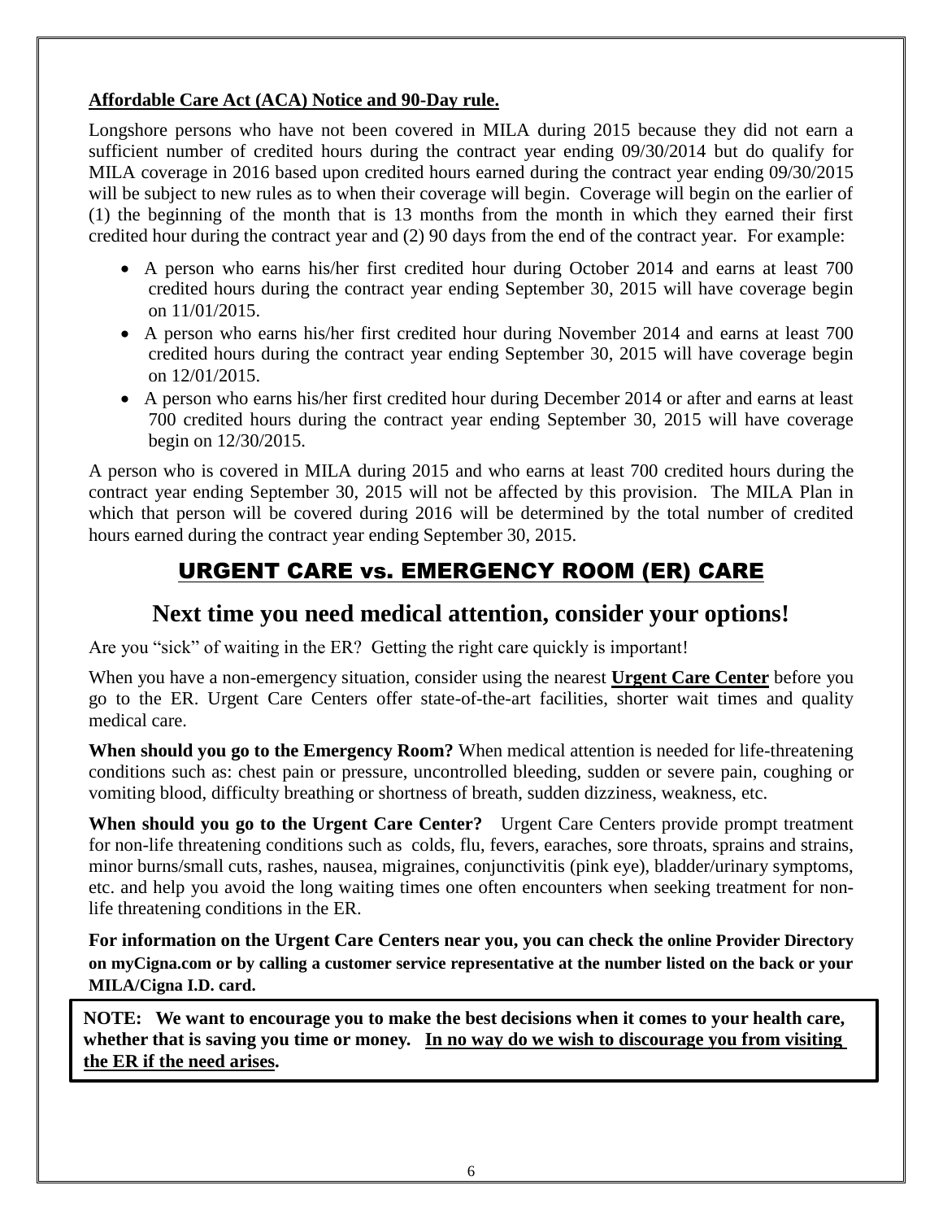**Affordable Care Act (ACA) Notice and 90-Day rule.**

Longshore persons who have not been covered in MILA during 2015 because they did not earn a sufficient number of credited hours during the contract year ending 09/30/2014 but do qualify for MILA coverage in 2016 based upon credited hours earned during the contract year ending 09/30/2015 will be subject to new rules as to when their coverage will begin. Coverage will begin on the earlier of (1) the beginning of the month that is 13 months from the month in which they earned their first credited hour during the contract year and (2) 90 days from the end of the contract year. For example:

- A person who earns his/her first credited hour during October 2014 and earns at least 700 credited hours during the contract year ending September 30, 2015 will have coverage begin on 11/01/2015.
- A person who earns his/her first credited hour during November 2014 and earns at least 700 credited hours during the contract year ending September 30, 2015 will have coverage begin on 12/01/2015.
- A person who earns his/her first credited hour during December 2014 or after and earns at least 700 credited hours during the contract year ending September 30, 2015 will have coverage begin on 12/30/2015.

A person who is covered in MILA during 2015 and who earns at least 700 credited hours during the contract year ending September 30, 2015 will not be affected by this provision. The MILA Plan in which that person will be covered during 2016 will be determined by the total number of credited hours earned during the contract year ending September 30, 2015.

## URGENT CARE vs. EMERGENCY ROOM (ER) CARE

## Next time you need medical attention, consider your options!

Are you "sick" of waiting in the ER? Getting the right care quickly is important!

When you have a non-emergency situation, consider using the nearest **Urgent Care Center** before you go to the ER. Urgent Care Centers offer state-of-the-art facilities, shorter wait times and quality medical care.

**When should you go to the Emergency Room?** When medical attention is needed for life-threatening conditions such as: chest pain or pressure, uncontrolled bleeding, sudden or severe pain, coughing or vomiting blood, difficulty breathing or shortness of breath, sudden dizziness, weakness, etc.

**When should you go to the Urgent Care Center?** Urgent Care Centers provide prompt treatment for non-life threatening conditions such as colds, flu, fevers, earaches, sore throats, sprains and strains, minor burns/small cuts, rashes, nausea, migraines, conjunctivitis (pink eye), bladder/urinary symptoms, etc. and help you avoid the long waiting times one often encounters when seeking treatment for non-life threatening conditions in the ER.

**For information on the Urgent Care Centers near you, you can check the online Provider Directory on myCigna.com or by calling a customer service representative at the number listed on the back or your MILA/Cigna I.D. card.**

**NOTE: We want to encourage you to make the best decisions when it comes to your health care, whether that is saving you time or money. In no way do we wish to discourage you from visiting the ER if the need arises.**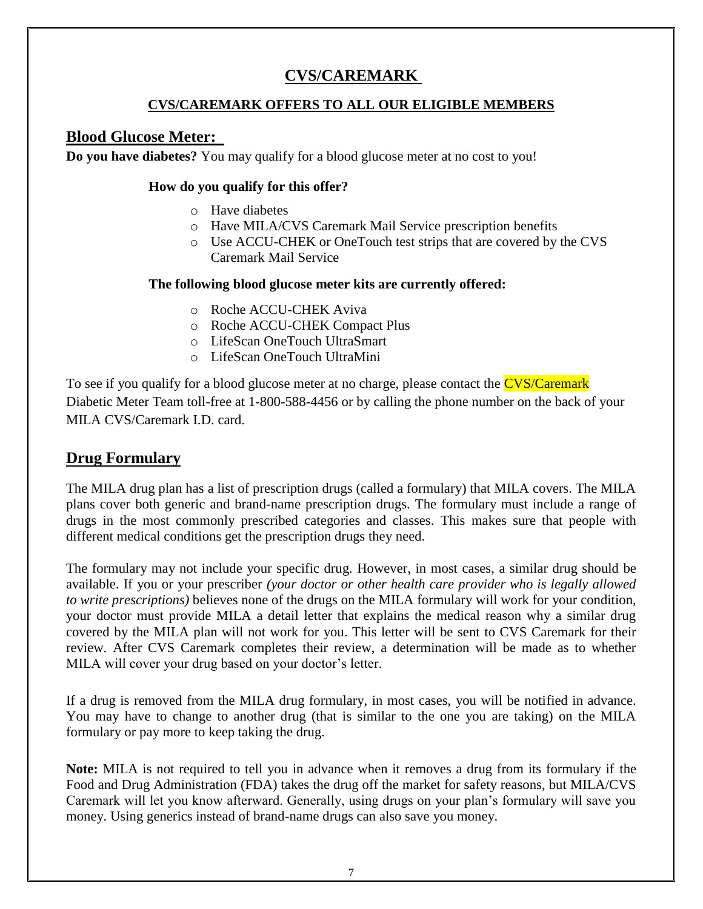# CVS/CAREMARK

## CVS/CAREMARK OFFERS TO ALL OUR ELIGIBLE MEMBERS

## Blood Glucose Meter:

**Do you have diabetes?** You may qualify for a blood glucose meter at no cost to you!

**How do you qualify for this offer?**

- Have diabetes
- Have MILA/CVS Caremark Mail Service prescription benefits
- Use ACCU-CHEK or OneTouch test strips that are covered by the CVS Caremark Mail Service

**The following blood glucose meter kits are currently offered:**

- Roche ACCU-CHEK Aviva
- Roche ACCU-CHEK Compact Plus
- LifeScan OneTouch UltraSmart
- LifeScan OneTouch UltraMini

To see if you qualify for a blood glucose meter at no charge, please contact the CVS/Caremark Diabetic Meter Team toll-free at 1-800-588-4456 or by calling the phone number on the back of your MILA CVS/Caremark I.D. card.

## Drug Formulary

The MILA drug plan has a list of prescription drugs (called a formulary) that MILA covers. The MILA plans cover both generic and brand-name prescription drugs. The formulary must include a range of drugs in the most commonly prescribed categories and classes. This makes sure that people with different medical conditions get the prescription drugs they need.

The formulary may not include your specific drug. However, in most cases, a similar drug should be available. If you or your prescriber *(your doctor or other health care provider who is legally allowed to write prescriptions)* believes none of the drugs on the MILA formulary will work for your condition, your doctor must provide MILA a detail letter that explains the medical reason why a similar drug covered by the MILA plan will not work for you. This letter will be sent to CVS Caremark for their review. After CVS Caremark completes their review, a determination will be made as to whether MILA will cover your drug based on your doctor's letter.

If a drug is removed from the MILA drug formulary, in most cases, you will be notified in advance. You may have to change to another drug (that is similar to the one you are taking) on the MILA formulary or pay more to keep taking the drug.

**Note:** MILA is not required to tell you in advance when it removes a drug from its formulary if the Food and Drug Administration (FDA) takes the drug off the market for safety reasons, but MILA/CVS Caremark will let you know afterward. Generally, using drugs on your plan's formulary will save you money. Using generics instead of brand-name drugs can also save you money.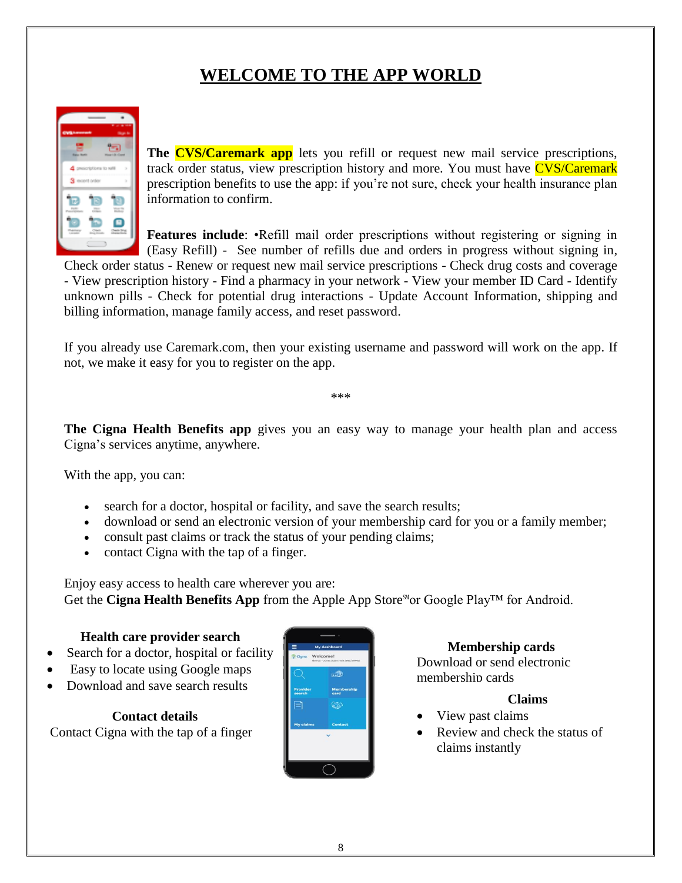# WELCOME TO THE APP WORLD

**The CVS/Caremark app** lets you refill or request new mail service prescriptions, track order status, view prescription history and more. You must have CVS/Caremark prescription benefits to use the app: if you're not sure, check your health insurance plan information to confirm.

**Features include**: •Refill mail order prescriptions without registering or signing in (Easy Refill) - See number of refills due and orders in progress without signing in, Check order status - Renew or request new mail service prescriptions - Check drug costs and coverage - View prescription history - Find a pharmacy in your network - View your member ID Card - Identify unknown pills - Check for potential drug interactions - Update Account Information, shipping and billing information, manage family access, and reset password.

If you already use Caremark.com, then your existing username and password will work on the app. If not, we make it easy for you to register on the app.

***

**The Cigna Health Benefits app** gives you an easy way to manage your health plan and access Cigna's services anytime, anywhere.

With the app, you can:

- search for a doctor, hospital or facility, and save the search results;
- download or send an electronic version of your membership card for you or a family member;
- consult past claims or track the status of your pending claims;
- contact Cigna with the tap of a finger.

Enjoy easy access to health care wherever you are:
Get the **Cigna Health Benefits App** from the Apple App Store℠ or Google Play™ for Android.

**Health care provider search**

- Search for a doctor, hospital or facility
- Easy to locate using Google maps
- Download and save search results

**Contact details**

Contact Cigna with the tap of a finger

**Membership cards**

Download or send electronic membership cards

**Claims**

- View past claims
- Review and check the status of claims instantly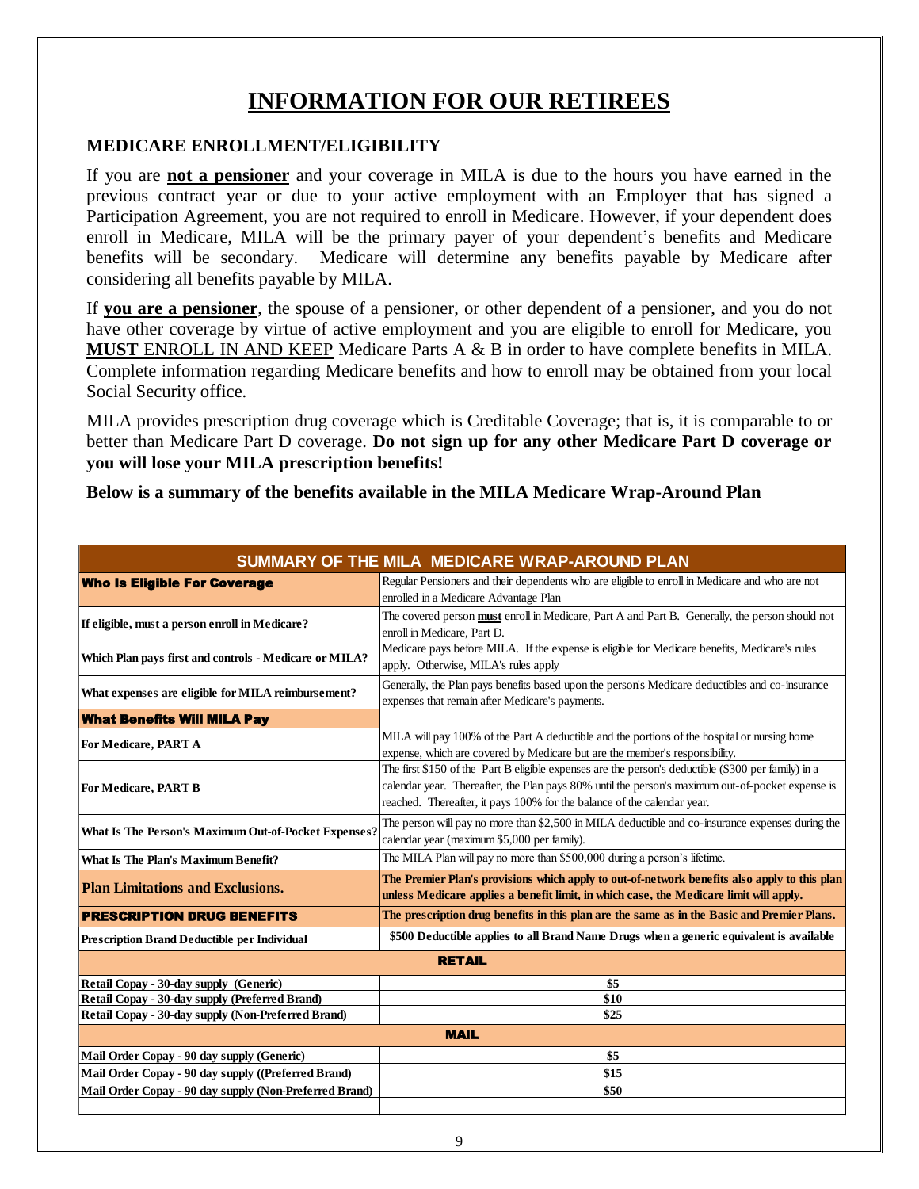# INFORMATION FOR OUR RETIREES

## MEDICARE ENROLLMENT/ELIGIBILITY

If you are **not a pensioner** and your coverage in MILA is due to the hours you have earned in the previous contract year or due to your active employment with an Employer that has signed a Participation Agreement, you are not required to enroll in Medicare. However, if your dependent does enroll in Medicare, MILA will be the primary payer of your dependent's benefits and Medicare benefits will be secondary. Medicare will determine any benefits payable by Medicare after considering all benefits payable by MILA.

If **you are a pensioner**, the spouse of a pensioner, or other dependent of a pensioner, and you do not have other coverage by virtue of active employment and you are eligible to enroll for Medicare, you **MUST** ENROLL IN AND KEEP Medicare Parts A & B in order to have complete benefits in MILA. Complete information regarding Medicare benefits and how to enroll may be obtained from your local Social Security office.

MILA provides prescription drug coverage which is Creditable Coverage; that is, it is comparable to or better than Medicare Part D coverage. **Do not sign up for any other Medicare Part D coverage or you will lose your MILA prescription benefits!**

**Below is a summary of the benefits available in the MILA Medicare Wrap-Around Plan**

| SUMMARY OF THE MILA MEDICARE WRAP-AROUND PLAN | |
|---|---|
| **Who Is Eligible For Coverage** | Regular Pensioners and their dependents who are eligible to enroll in Medicare and who are not enrolled in a Medicare Advantage Plan |
| **If eligible, must a person enroll in Medicare?** | The covered person **must** enroll in Medicare, Part A and Part B. Generally, the person should not enroll in Medicare, Part D. |
| **Which Plan pays first and controls - Medicare or MILA?** | Medicare pays before MILA. If the expense is eligible for Medicare benefits, Medicare's rules apply. Otherwise, MILA's rules apply |
| **What expenses are eligible for MILA reimbursement?** | Generally, the Plan pays benefits based upon the person's Medicare deductibles and co-insurance expenses that remain after Medicare's payments. |
| **What Benefits Will MILA Pay** | |
| **For Medicare, PART A** | MILA will pay 100% of the Part A deductible and the portions of the hospital or nursing home expense, which are covered by Medicare but are the member's responsibility. |
| **For Medicare, PART B** | The first $150 of the Part B eligible expenses are the person's deductible ($300 per family) in a calendar year. Thereafter, the Plan pays 80% until the person's maximum out-of-pocket expense is reached. Thereafter, it pays 100% for the balance of the calendar year. |
| **What Is The Person's Maximum Out-of-Pocket Expenses?** | The person will pay no more than $2,500 in MILA deductible and co-insurance expenses during the calendar year (maximum $5,000 per family). |
| **What Is The Plan's Maximum Benefit?** | The MILA Plan will pay no more than $500,000 during a person's lifetime. |
| **Plan Limitations and Exclusions.** | **The Premier Plan's provisions which apply to out-of-network benefits also apply to this plan unless Medicare applies a benefit limit, in which case, the Medicare limit will apply.** |
| **PRESCRIPTION DRUG BENEFITS** | **The prescription drug benefits in this plan are the same as in the Basic and Premier Plans.** |
| **Prescription Brand Deductible per Individual** | **$500 Deductible applies to all Brand Name Drugs when a generic equivalent is available** |
| **RETAIL** | |
| **Retail Copay - 30-day supply (Generic)** | **$5** |
| **Retail Copay - 30-day supply (Preferred Brand)** | **$10** |
| **Retail Copay - 30-day supply (Non-Preferred Brand)** | **$25** |
| **MAIL** | |
| **Mail Order Copay - 90 day supply (Generic)** | **$5** |
| **Mail Order Copay - 90 day supply ((Preferred Brand)** | **$15** |
| **Mail Order Copay - 90 day supply (Non-Preferred Brand)** | **$50** |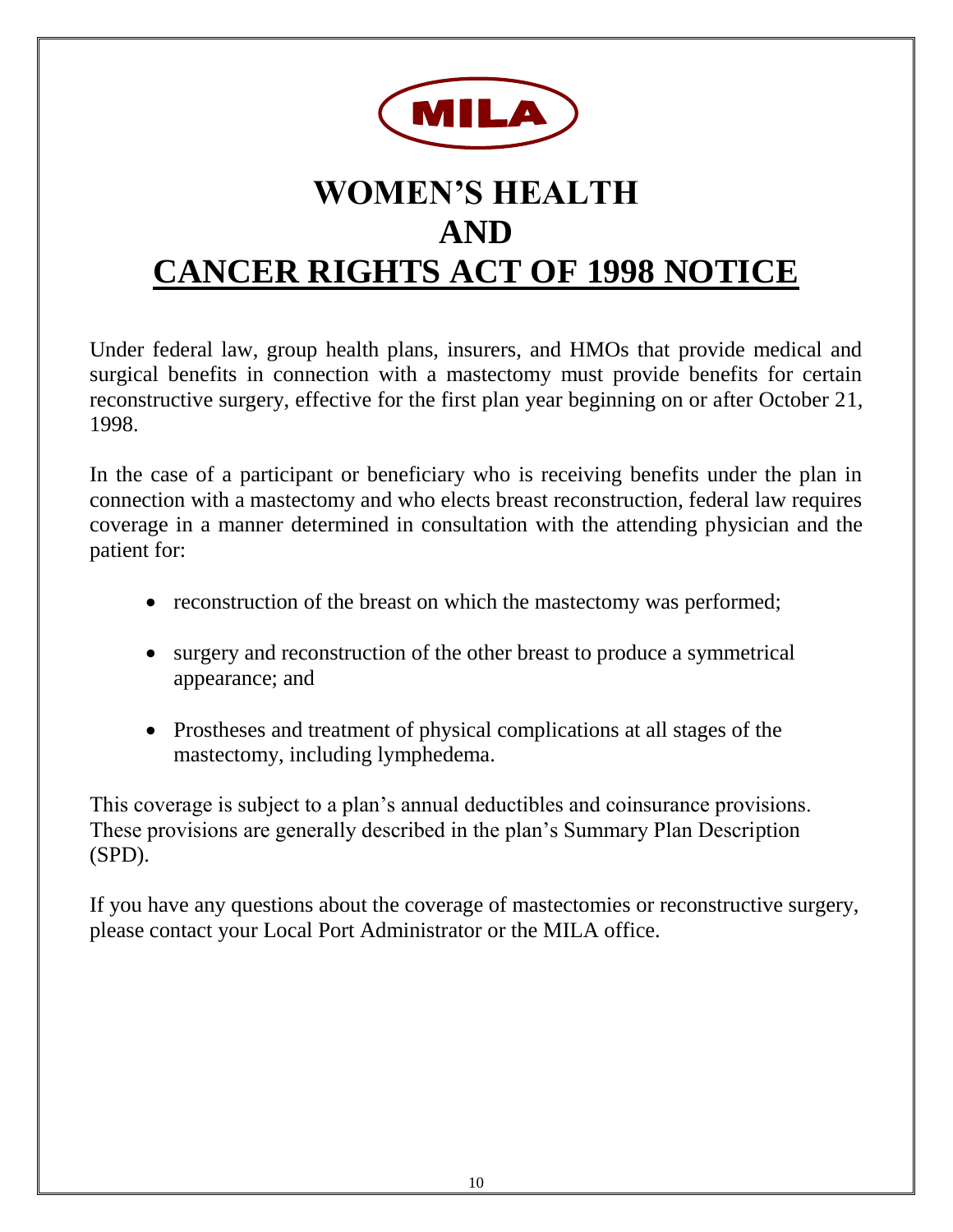MILA

# WOMEN'S HEALTH AND CANCER RIGHTS ACT OF 1998 NOTICE

Under federal law, group health plans, insurers, and HMOs that provide medical and surgical benefits in connection with a mastectomy must provide benefits for certain reconstructive surgery, effective for the first plan year beginning on or after October 21, 1998.

In the case of a participant or beneficiary who is receiving benefits under the plan in connection with a mastectomy and who elects breast reconstruction, federal law requires coverage in a manner determined in consultation with the attending physician and the patient for:

- reconstruction of the breast on which the mastectomy was performed;
- surgery and reconstruction of the other breast to produce a symmetrical appearance; and
- Prostheses and treatment of physical complications at all stages of the mastectomy, including lymphedema.

This coverage is subject to a plan's annual deductibles and coinsurance provisions. These provisions are generally described in the plan's Summary Plan Description (SPD).

If you have any questions about the coverage of mastectomies or reconstructive surgery, please contact your Local Port Administrator or the MILA office.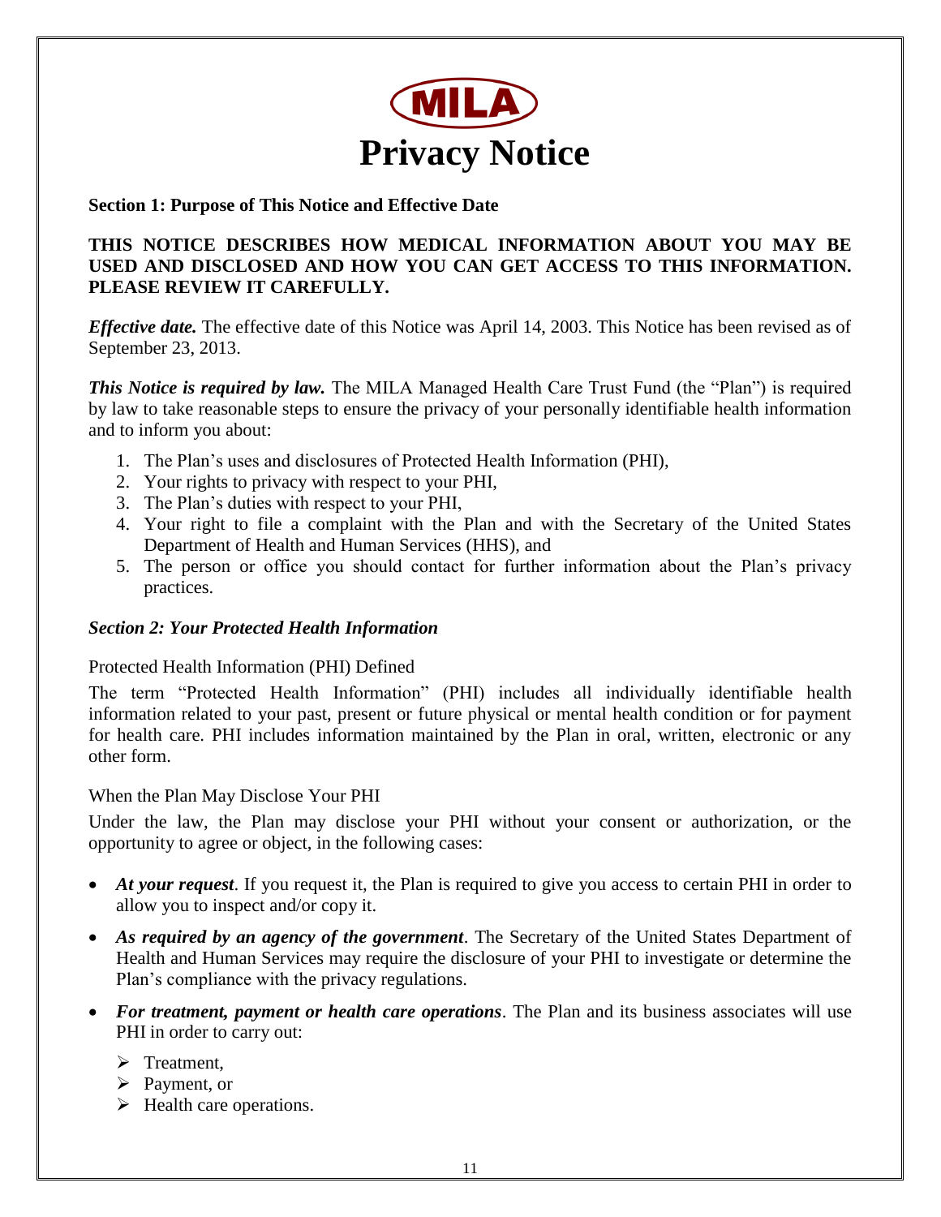MILA

# Privacy Notice

**Section 1: Purpose of This Notice and Effective Date**

**THIS NOTICE DESCRIBES HOW MEDICAL INFORMATION ABOUT YOU MAY BE USED AND DISCLOSED AND HOW YOU CAN GET ACCESS TO THIS INFORMATION. PLEASE REVIEW IT CAREFULLY.**

***Effective date.*** The effective date of this Notice was April 14, 2003. This Notice has been revised as of September 23, 2013.

***This Notice is required by law.*** The MILA Managed Health Care Trust Fund (the "Plan") is required by law to take reasonable steps to ensure the privacy of your personally identifiable health information and to inform you about:

1. The Plan's uses and disclosures of Protected Health Information (PHI),
2. Your rights to privacy with respect to your PHI,
3. The Plan's duties with respect to your PHI,
4. Your right to file a complaint with the Plan and with the Secretary of the United States Department of Health and Human Services (HHS), and
5. The person or office you should contact for further information about the Plan's privacy practices.

***Section 2: Your Protected Health Information***

Protected Health Information (PHI) Defined

The term "Protected Health Information" (PHI) includes all individually identifiable health information related to your past, present or future physical or mental health condition or for payment for health care. PHI includes information maintained by the Plan in oral, written, electronic or any other form.

When the Plan May Disclose Your PHI

Under the law, the Plan may disclose your PHI without your consent or authorization, or the opportunity to agree or object, in the following cases:

- ***At your request***. If you request it, the Plan is required to give you access to certain PHI in order to allow you to inspect and/or copy it.
- ***As required by an agency of the government***. The Secretary of the United States Department of Health and Human Services may require the disclosure of your PHI to investigate or determine the Plan's compliance with the privacy regulations.
- ***For treatment, payment or health care operations***. The Plan and its business associates will use PHI in order to carry out:
  - Treatment,
  - Payment, or
  - Health care operations.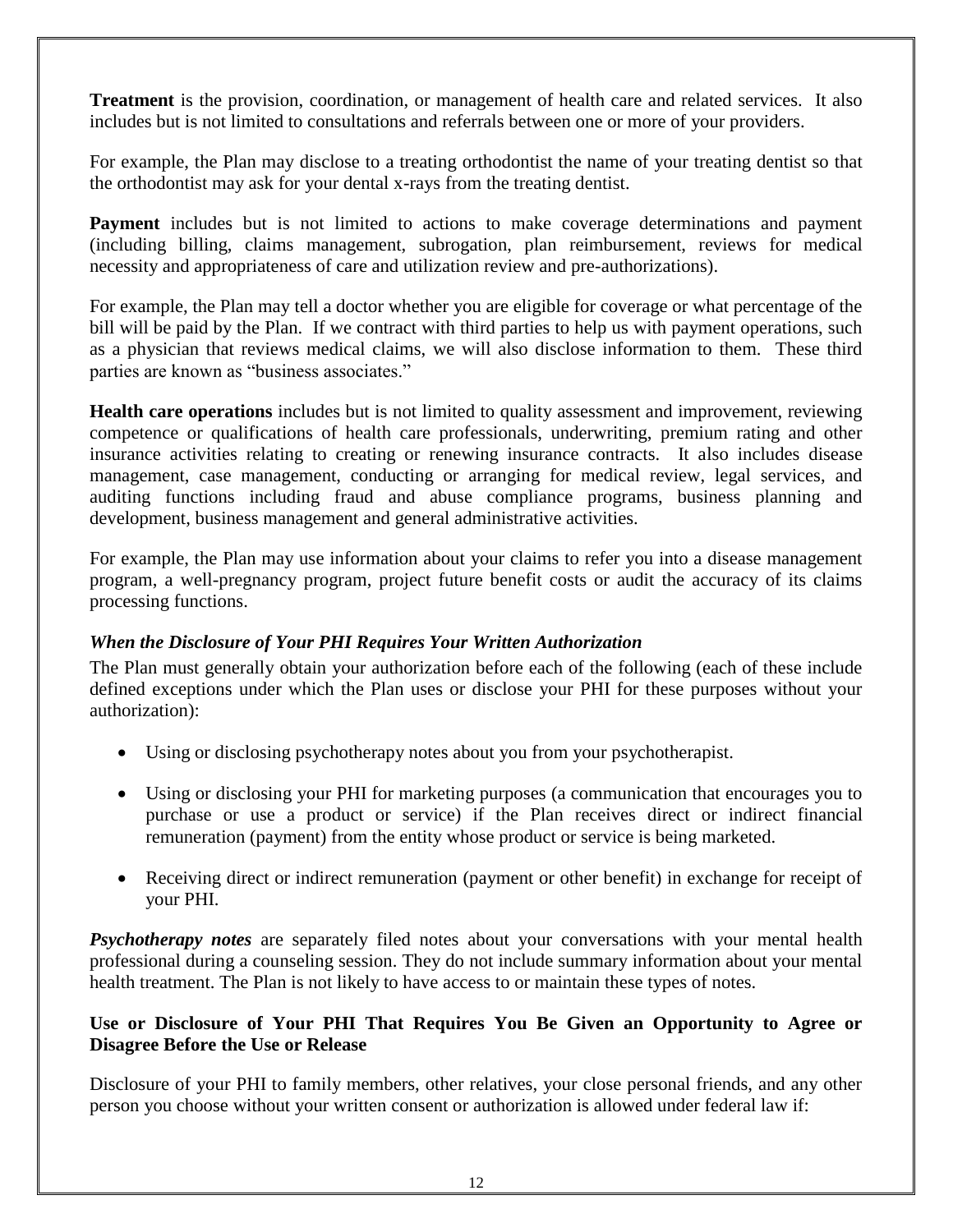**Treatment** is the provision, coordination, or management of health care and related services. It also includes but is not limited to consultations and referrals between one or more of your providers.

For example, the Plan may disclose to a treating orthodontist the name of your treating dentist so that the orthodontist may ask for your dental x-rays from the treating dentist.

**Payment** includes but is not limited to actions to make coverage determinations and payment (including billing, claims management, subrogation, plan reimbursement, reviews for medical necessity and appropriateness of care and utilization review and pre-authorizations).

For example, the Plan may tell a doctor whether you are eligible for coverage or what percentage of the bill will be paid by the Plan. If we contract with third parties to help us with payment operations, such as a physician that reviews medical claims, we will also disclose information to them. These third parties are known as "business associates."

**Health care operations** includes but is not limited to quality assessment and improvement, reviewing competence or qualifications of health care professionals, underwriting, premium rating and other insurance activities relating to creating or renewing insurance contracts. It also includes disease management, case management, conducting or arranging for medical review, legal services, and auditing functions including fraud and abuse compliance programs, business planning and development, business management and general administrative activities.

For example, the Plan may use information about your claims to refer you into a disease management program, a well-pregnancy program, project future benefit costs or audit the accuracy of its claims processing functions.

### *When the Disclosure of Your PHI Requires Your Written Authorization*

The Plan must generally obtain your authorization before each of the following (each of these include defined exceptions under which the Plan uses or disclose your PHI for these purposes without your authorization):

- Using or disclosing psychotherapy notes about you from your psychotherapist.
- Using or disclosing your PHI for marketing purposes (a communication that encourages you to purchase or use a product or service) if the Plan receives direct or indirect financial remuneration (payment) from the entity whose product or service is being marketed.
- Receiving direct or indirect remuneration (payment or other benefit) in exchange for receipt of your PHI.

***Psychotherapy notes*** are separately filed notes about your conversations with your mental health professional during a counseling session. They do not include summary information about your mental health treatment. The Plan is not likely to have access to or maintain these types of notes.

### Use or Disclosure of Your PHI That Requires You Be Given an Opportunity to Agree or Disagree Before the Use or Release

Disclosure of your PHI to family members, other relatives, your close personal friends, and any other person you choose without your written consent or authorization is allowed under federal law if: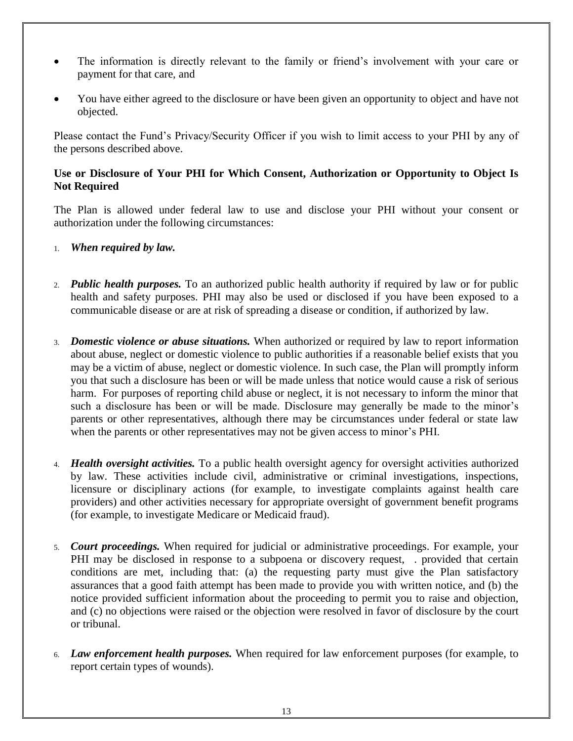- The information is directly relevant to the family or friend's involvement with your care or payment for that care, and
- You have either agreed to the disclosure or have been given an opportunity to object and have not objected.

Please contact the Fund's Privacy/Security Officer if you wish to limit access to your PHI by any of the persons described above.

**Use or Disclosure of Your PHI for Which Consent, Authorization or Opportunity to Object Is Not Required**

The Plan is allowed under federal law to use and disclose your PHI without your consent or authorization under the following circumstances:

1. ***When required by law.***

2. ***Public health purposes.*** To an authorized public health authority if required by law or for public health and safety purposes. PHI may also be used or disclosed if you have been exposed to a communicable disease or are at risk of spreading a disease or condition, if authorized by law.

3. ***Domestic violence or abuse situations.*** When authorized or required by law to report information about abuse, neglect or domestic violence to public authorities if a reasonable belief exists that you may be a victim of abuse, neglect or domestic violence. In such case, the Plan will promptly inform you that such a disclosure has been or will be made unless that notice would cause a risk of serious harm. For purposes of reporting child abuse or neglect, it is not necessary to inform the minor that such a disclosure has been or will be made. Disclosure may generally be made to the minor's parents or other representatives, although there may be circumstances under federal or state law when the parents or other representatives may not be given access to minor's PHI.

4. ***Health oversight activities.*** To a public health oversight agency for oversight activities authorized by law. These activities include civil, administrative or criminal investigations, inspections, licensure or disciplinary actions (for example, to investigate complaints against health care providers) and other activities necessary for appropriate oversight of government benefit programs (for example, to investigate Medicare or Medicaid fraud).

5. ***Court proceedings.*** When required for judicial or administrative proceedings. For example, your PHI may be disclosed in response to a subpoena or discovery request, . provided that certain conditions are met, including that: (a) the requesting party must give the Plan satisfactory assurances that a good faith attempt has been made to provide you with written notice, and (b) the notice provided sufficient information about the proceeding to permit you to raise and objection, and (c) no objections were raised or the objection were resolved in favor of disclosure by the court or tribunal.

6. ***Law enforcement health purposes.*** When required for law enforcement purposes (for example, to report certain types of wounds).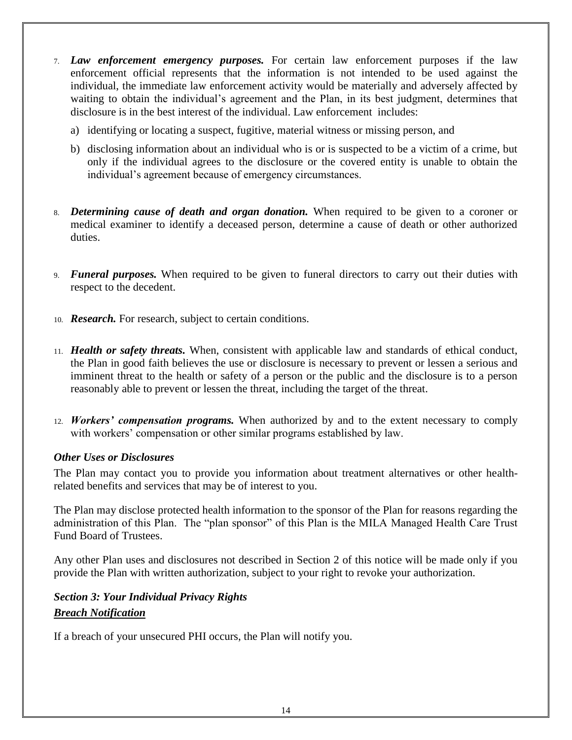7. ***Law enforcement emergency purposes.*** For certain law enforcement purposes if the law enforcement official represents that the information is not intended to be used against the individual, the immediate law enforcement activity would be materially and adversely affected by waiting to obtain the individual's agreement and the Plan, in its best judgment, determines that disclosure is in the best interest of the individual. Law enforcement includes:

   a) identifying or locating a suspect, fugitive, material witness or missing person, and

   b) disclosing information about an individual who is or is suspected to be a victim of a crime, but only if the individual agrees to the disclosure or the covered entity is unable to obtain the individual's agreement because of emergency circumstances.

8. ***Determining cause of death and organ donation.*** When required to be given to a coroner or medical examiner to identify a deceased person, determine a cause of death or other authorized duties.

9. ***Funeral purposes.*** When required to be given to funeral directors to carry out their duties with respect to the decedent.

10. ***Research.*** For research, subject to certain conditions.

11. ***Health or safety threats.*** When, consistent with applicable law and standards of ethical conduct, the Plan in good faith believes the use or disclosure is necessary to prevent or lessen a serious and imminent threat to the health or safety of a person or the public and the disclosure is to a person reasonably able to prevent or lessen the threat, including the target of the threat.

12. ***Workers' compensation programs.*** When authorized by and to the extent necessary to comply with workers' compensation or other similar programs established by law.

***Other Uses or Disclosures***

The Plan may contact you to provide you information about treatment alternatives or other health-related benefits and services that may be of interest to you.

The Plan may disclose protected health information to the sponsor of the Plan for reasons regarding the administration of this Plan. The "plan sponsor" of this Plan is the MILA Managed Health Care Trust Fund Board of Trustees.

Any other Plan uses and disclosures not described in Section 2 of this notice will be made only if you provide the Plan with written authorization, subject to your right to revoke your authorization.

### ***Section 3: Your Individual Privacy Rights***

***Breach Notification***

If a breach of your unsecured PHI occurs, the Plan will notify you.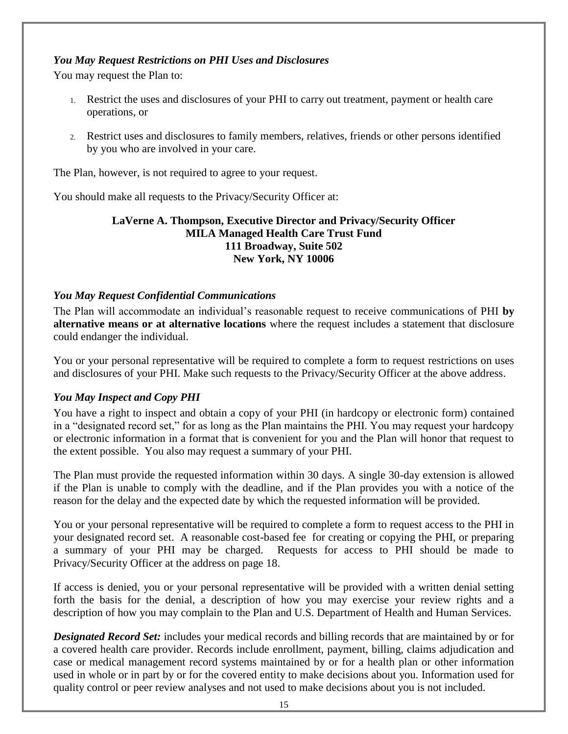### *You May Request Restrictions on PHI Uses and Disclosures*

You may request the Plan to:

1. Restrict the uses and disclosures of your PHI to carry out treatment, payment or health care operations, or

2. Restrict uses and disclosures to family members, relatives, friends or other persons identified by you who are involved in your care.

The Plan, however, is not required to agree to your request.

You should make all requests to the Privacy/Security Officer at:

**LaVerne A. Thompson, Executive Director and Privacy/Security Officer**
**MILA Managed Health Care Trust Fund**
**111 Broadway, Suite 502**
**New York, NY 10006**

### *You May Request Confidential Communications*

The Plan will accommodate an individual's reasonable request to receive communications of PHI **by alternative means or at alternative locations** where the request includes a statement that disclosure could endanger the individual.

You or your personal representative will be required to complete a form to request restrictions on uses and disclosures of your PHI. Make such requests to the Privacy/Security Officer at the above address.

### *You May Inspect and Copy PHI*

You have a right to inspect and obtain a copy of your PHI (in hardcopy or electronic form) contained in a "designated record set," for as long as the Plan maintains the PHI. You may request your hardcopy or electronic information in a format that is convenient for you and the Plan will honor that request to the extent possible. You also may request a summary of your PHI.

The Plan must provide the requested information within 30 days. A single 30-day extension is allowed if the Plan is unable to comply with the deadline, and if the Plan provides you with a notice of the reason for the delay and the expected date by which the requested information will be provided.

You or your personal representative will be required to complete a form to request access to the PHI in your designated record set. A reasonable cost-based fee for creating or copying the PHI, or preparing a summary of your PHI may be charged. Requests for access to PHI should be made to Privacy/Security Officer at the address on page 18.

If access is denied, you or your personal representative will be provided with a written denial setting forth the basis for the denial, a description of how you may exercise your review rights and a description of how you may complain to the Plan and U.S. Department of Health and Human Services.

***Designated Record Set:*** includes your medical records and billing records that are maintained by or for a covered health care provider. Records include enrollment, payment, billing, claims adjudication and case or medical management record systems maintained by or for a health plan or other information used in whole or in part by or for the covered entity to make decisions about you. Information used for quality control or peer review analyses and not used to make decisions about you is not included.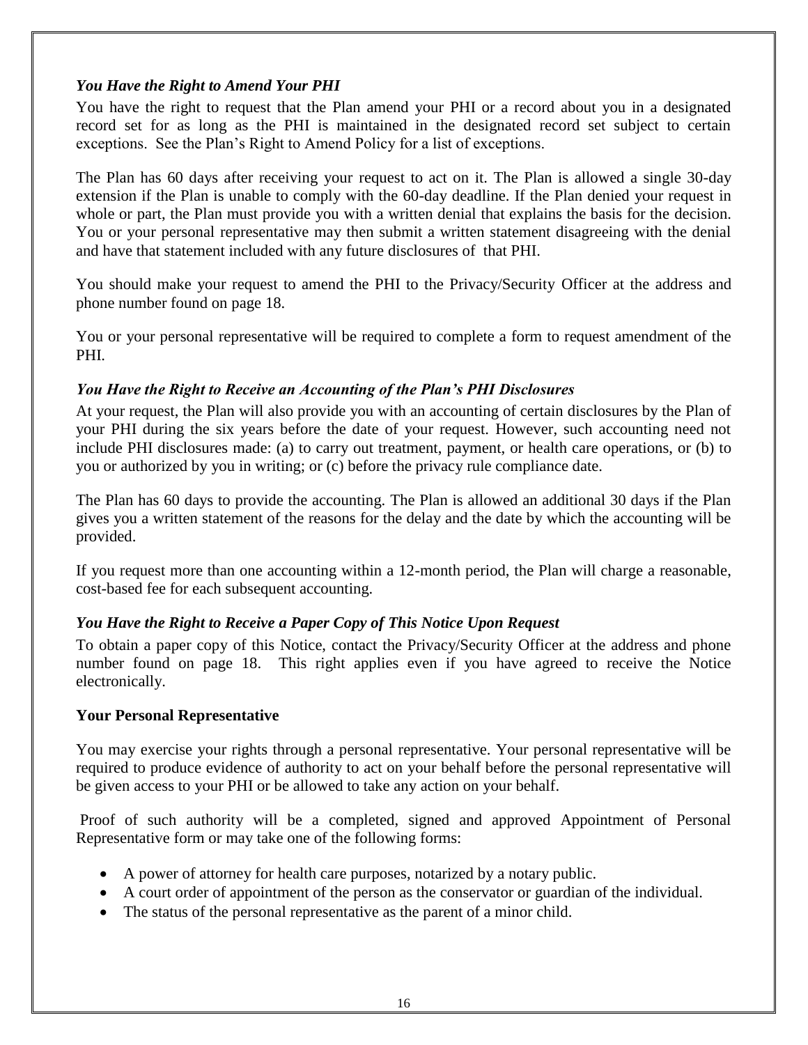***You Have the Right to Amend Your PHI***

You have the right to request that the Plan amend your PHI or a record about you in a designated record set for as long as the PHI is maintained in the designated record set subject to certain exceptions. See the Plan's Right to Amend Policy for a list of exceptions.

The Plan has 60 days after receiving your request to act on it. The Plan is allowed a single 30-day extension if the Plan is unable to comply with the 60-day deadline. If the Plan denied your request in whole or part, the Plan must provide you with a written denial that explains the basis for the decision. You or your personal representative may then submit a written statement disagreeing with the denial and have that statement included with any future disclosures of that PHI.

You should make your request to amend the PHI to the Privacy/Security Officer at the address and phone number found on page 18.

You or your personal representative will be required to complete a form to request amendment of the PHI.

***You Have the Right to Receive an Accounting of the Plan's PHI Disclosures***

At your request, the Plan will also provide you with an accounting of certain disclosures by the Plan of your PHI during the six years before the date of your request. However, such accounting need not include PHI disclosures made: (a) to carry out treatment, payment, or health care operations, or (b) to you or authorized by you in writing; or (c) before the privacy rule compliance date.

The Plan has 60 days to provide the accounting. The Plan is allowed an additional 30 days if the Plan gives you a written statement of the reasons for the delay and the date by which the accounting will be provided.

If you request more than one accounting within a 12-month period, the Plan will charge a reasonable, cost-based fee for each subsequent accounting.

***You Have the Right to Receive a Paper Copy of This Notice Upon Request***

To obtain a paper copy of this Notice, contact the Privacy/Security Officer at the address and phone number found on page 18. This right applies even if you have agreed to receive the Notice electronically.

**Your Personal Representative**

You may exercise your rights through a personal representative. Your personal representative will be required to produce evidence of authority to act on your behalf before the personal representative will be given access to your PHI or be allowed to take any action on your behalf.

Proof of such authority will be a completed, signed and approved Appointment of Personal Representative form or may take one of the following forms:

- A power of attorney for health care purposes, notarized by a notary public.
- A court order of appointment of the person as the conservator or guardian of the individual.
- The status of the personal representative as the parent of a minor child.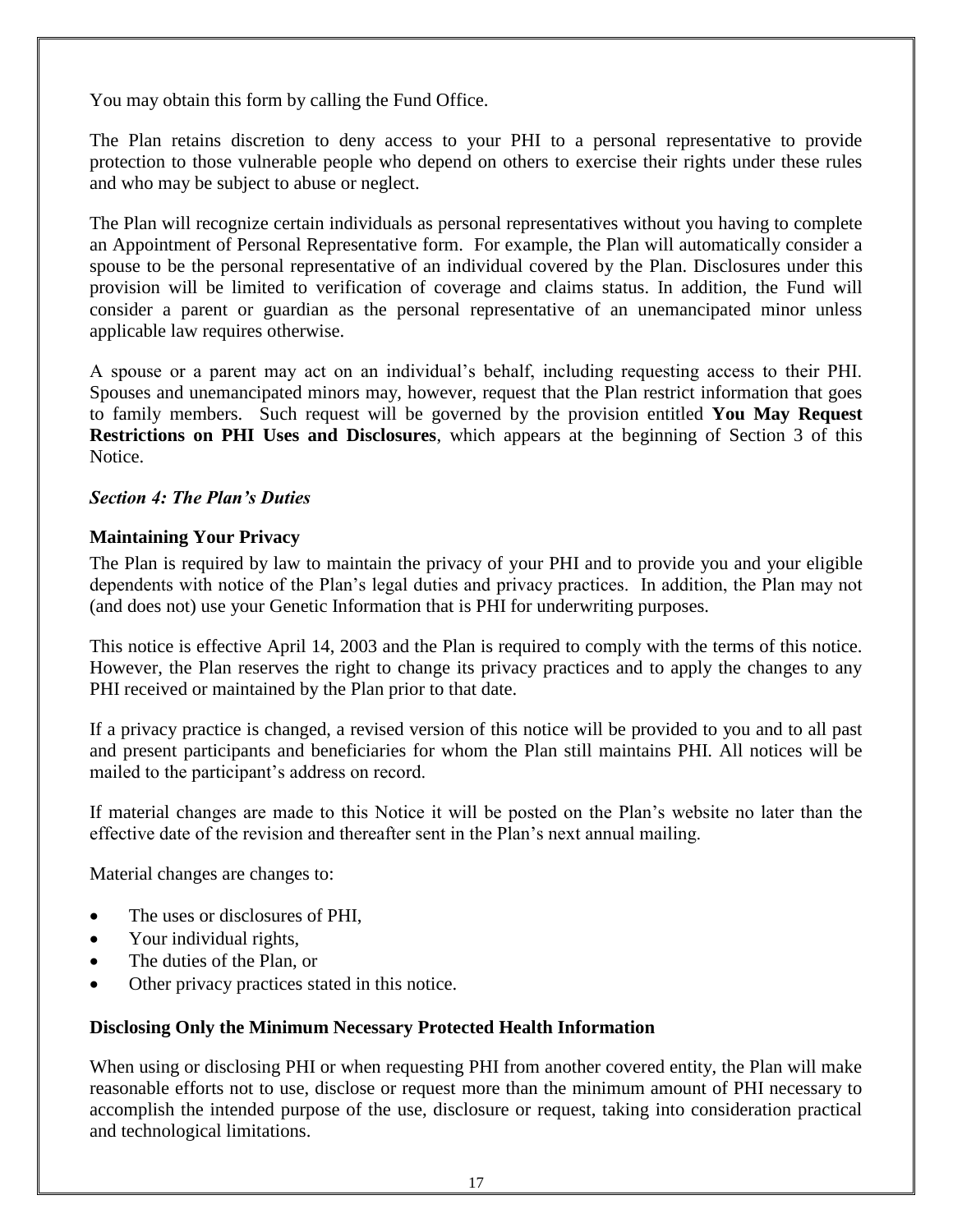You may obtain this form by calling the Fund Office.

The Plan retains discretion to deny access to your PHI to a personal representative to provide protection to those vulnerable people who depend on others to exercise their rights under these rules and who may be subject to abuse or neglect.

The Plan will recognize certain individuals as personal representatives without you having to complete an Appointment of Personal Representative form. For example, the Plan will automatically consider a spouse to be the personal representative of an individual covered by the Plan. Disclosures under this provision will be limited to verification of coverage and claims status. In addition, the Fund will consider a parent or guardian as the personal representative of an unemancipated minor unless applicable law requires otherwise.

A spouse or a parent may act on an individual's behalf, including requesting access to their PHI. Spouses and unemancipated minors may, however, request that the Plan restrict information that goes to family members. Such request will be governed by the provision entitled **You May Request Restrictions on PHI Uses and Disclosures**, which appears at the beginning of Section 3 of this Notice.

### *Section 4: The Plan's Duties*

#### Maintaining Your Privacy

The Plan is required by law to maintain the privacy of your PHI and to provide you and your eligible dependents with notice of the Plan's legal duties and privacy practices. In addition, the Plan may not (and does not) use your Genetic Information that is PHI for underwriting purposes.

This notice is effective April 14, 2003 and the Plan is required to comply with the terms of this notice. However, the Plan reserves the right to change its privacy practices and to apply the changes to any PHI received or maintained by the Plan prior to that date.

If a privacy practice is changed, a revised version of this notice will be provided to you and to all past and present participants and beneficiaries for whom the Plan still maintains PHI. All notices will be mailed to the participant's address on record.

If material changes are made to this Notice it will be posted on the Plan's website no later than the effective date of the revision and thereafter sent in the Plan's next annual mailing.

Material changes are changes to:

- The uses or disclosures of PHI,
- Your individual rights,
- The duties of the Plan, or
- Other privacy practices stated in this notice.

#### Disclosing Only the Minimum Necessary Protected Health Information

When using or disclosing PHI or when requesting PHI from another covered entity, the Plan will make reasonable efforts not to use, disclose or request more than the minimum amount of PHI necessary to accomplish the intended purpose of the use, disclosure or request, taking into consideration practical and technological limitations.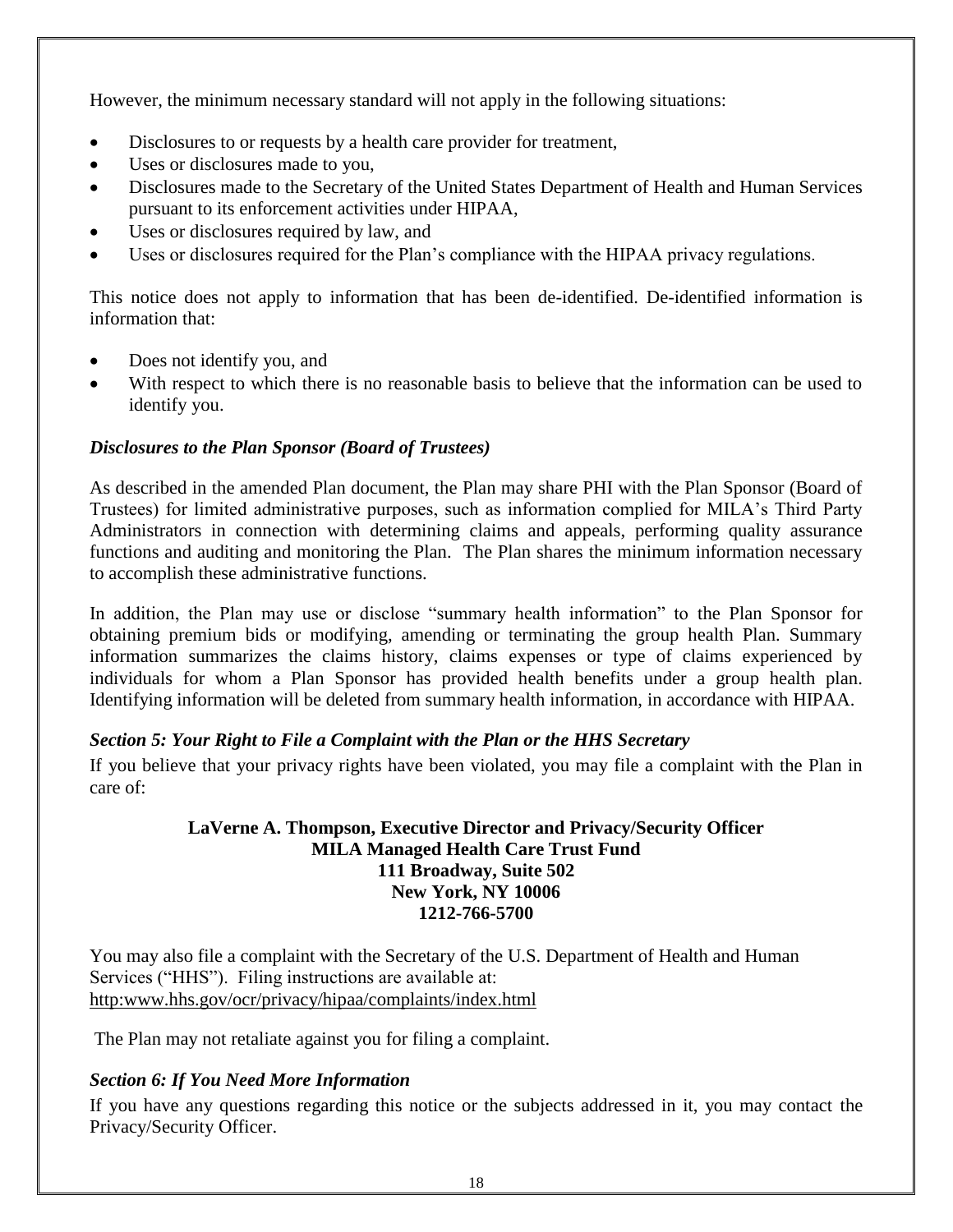However, the minimum necessary standard will not apply in the following situations:

- Disclosures to or requests by a health care provider for treatment,
- Uses or disclosures made to you,
- Disclosures made to the Secretary of the United States Department of Health and Human Services pursuant to its enforcement activities under HIPAA,
- Uses or disclosures required by law, and
- Uses or disclosures required for the Plan's compliance with the HIPAA privacy regulations.

This notice does not apply to information that has been de-identified. De-identified information is information that:

- Does not identify you, and
- With respect to which there is no reasonable basis to believe that the information can be used to identify you.

### *Disclosures to the Plan Sponsor (Board of Trustees)*

As described in the amended Plan document, the Plan may share PHI with the Plan Sponsor (Board of Trustees) for limited administrative purposes, such as information complied for MILA's Third Party Administrators in connection with determining claims and appeals, performing quality assurance functions and auditing and monitoring the Plan. The Plan shares the minimum information necessary to accomplish these administrative functions.

In addition, the Plan may use or disclose "summary health information" to the Plan Sponsor for obtaining premium bids or modifying, amending or terminating the group health Plan. Summary information summarizes the claims history, claims expenses or type of claims experienced by individuals for whom a Plan Sponsor has provided health benefits under a group health plan. Identifying information will be deleted from summary health information, in accordance with HIPAA.

### *Section 5: Your Right to File a Complaint with the Plan or the HHS Secretary*

If you believe that your privacy rights have been violated, you may file a complaint with the Plan in care of:

**LaVerne A. Thompson, Executive Director and Privacy/Security Officer**
**MILA Managed Health Care Trust Fund**
**111 Broadway, Suite 502**
**New York, NY 10006**
**1212-766-5700**

You may also file a complaint with the Secretary of the U.S. Department of Health and Human Services ("HHS"). Filing instructions are available at:
http:www.hhs.gov/ocr/privacy/hipaa/complaints/index.html

The Plan may not retaliate against you for filing a complaint.

### *Section 6: If You Need More Information*

If you have any questions regarding this notice or the subjects addressed in it, you may contact the Privacy/Security Officer.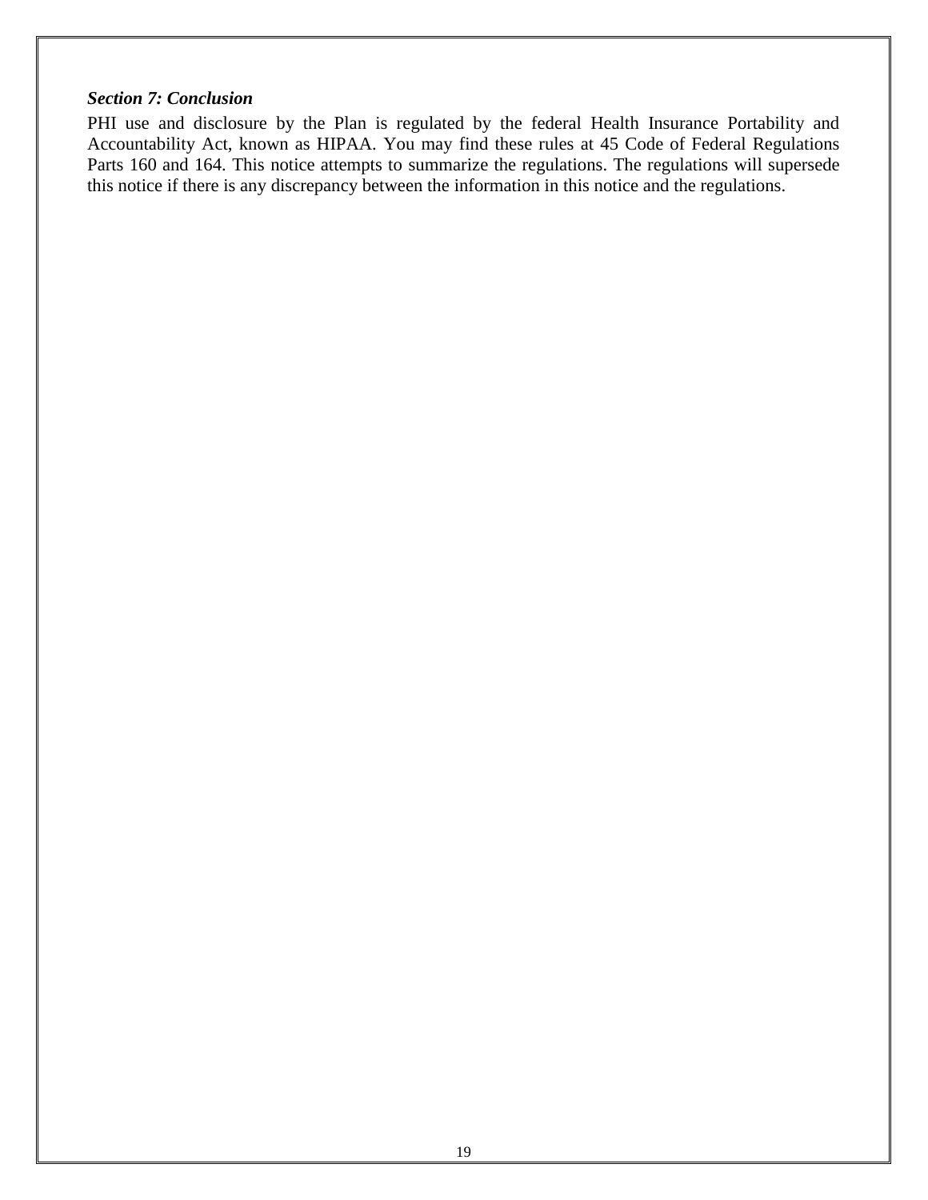***Section 7: Conclusion***

PHI use and disclosure by the Plan is regulated by the federal Health Insurance Portability and Accountability Act, known as HIPAA. You may find these rules at 45 Code of Federal Regulations Parts 160 and 164. This notice attempts to summarize the regulations. The regulations will supersede this notice if there is any discrepancy between the information in this notice and the regulations.